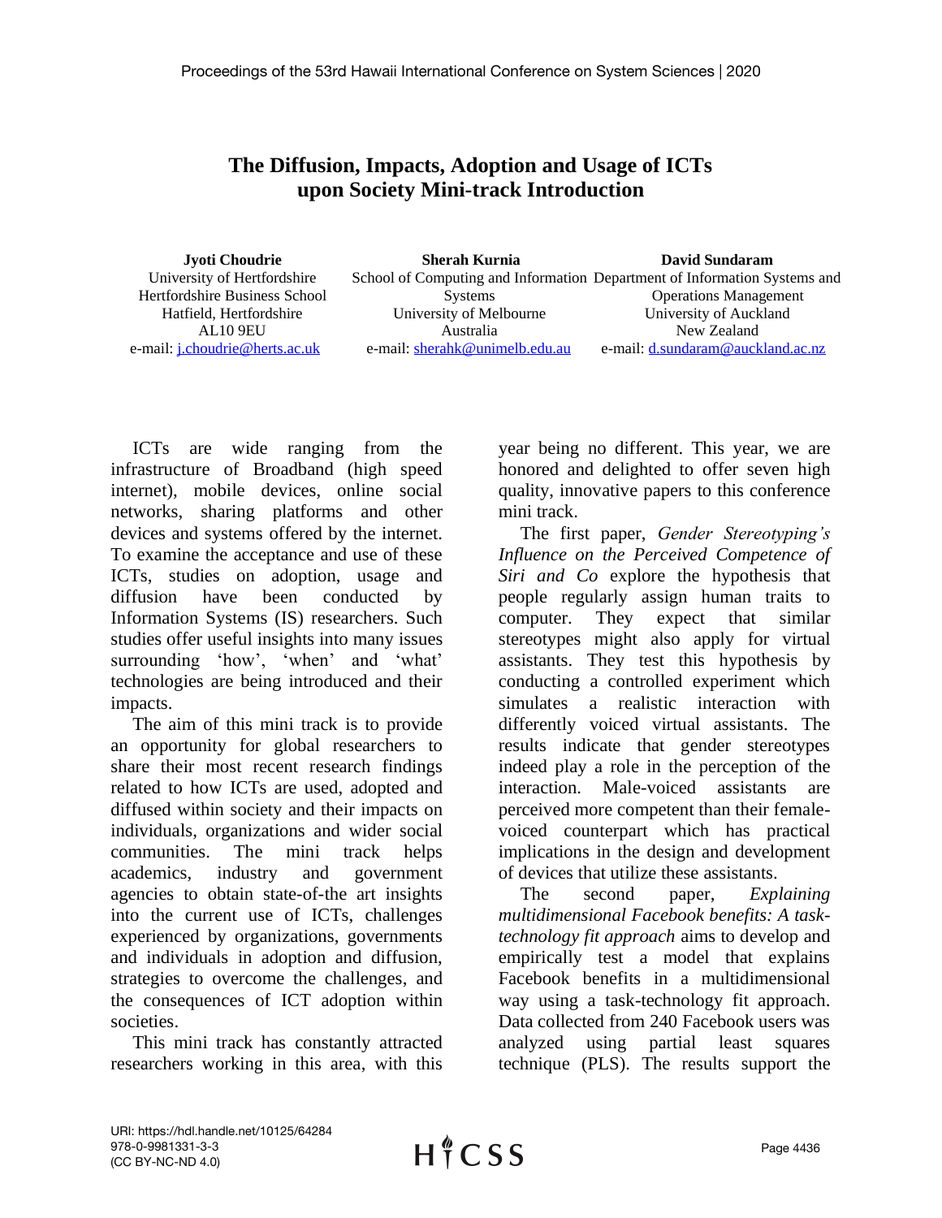# The Diffusion, Impacts, Adoption and Usage of ICTs upon Society Mini-track Introduction

**Jyoti Choudrie**
University of Hertfordshire
Hertfordshire Business School
Hatfield, Hertfordshire
AL10 9EU
e-mail: j.choudrie@herts.ac.uk

**Sherah Kurnia**
School of Computing and Information Systems
University of Melbourne
Australia
e-mail: sherahk@unimelb.edu.au

**David Sundaram**
Department of Information Systems and Operations Management
University of Auckland
New Zealand
e-mail: d.sundaram@auckland.ac.nz

ICTs are wide ranging from the infrastructure of Broadband (high speed internet), mobile devices, online social networks, sharing platforms and other devices and systems offered by the internet. To examine the acceptance and use of these ICTs, studies on adoption, usage and diffusion have been conducted by Information Systems (IS) researchers. Such studies offer useful insights into many issues surrounding 'how', 'when' and 'what' technologies are being introduced and their impacts.

The aim of this mini track is to provide an opportunity for global researchers to share their most recent research findings related to how ICTs are used, adopted and diffused within society and their impacts on individuals, organizations and wider social communities. The mini track helps academics, industry and government agencies to obtain state-of-the art insights into the current use of ICTs, challenges experienced by organizations, governments and individuals in adoption and diffusion, strategies to overcome the challenges, and the consequences of ICT adoption within societies.

This mini track has constantly attracted researchers working in this area, with this year being no different. This year, we are honored and delighted to offer seven high quality, innovative papers to this conference mini track.

The first paper, *Gender Stereotyping's Influence on the Perceived Competence of Siri and Co* explore the hypothesis that people regularly assign human traits to computer. They expect that similar stereotypes might also apply for virtual assistants. They test this hypothesis by conducting a controlled experiment which simulates a realistic interaction with differently voiced virtual assistants. The results indicate that gender stereotypes indeed play a role in the perception of the interaction. Male-voiced assistants are perceived more competent than their female-voiced counterpart which has practical implications in the design and development of devices that utilize these assistants.

The second paper, *Explaining multidimensional Facebook benefits: A task-technology fit approach* aims to develop and empirically test a model that explains Facebook benefits in a multidimensional way using a task-technology fit approach. Data collected from 240 Facebook users was analyzed using partial least squares technique (PLS). The results support the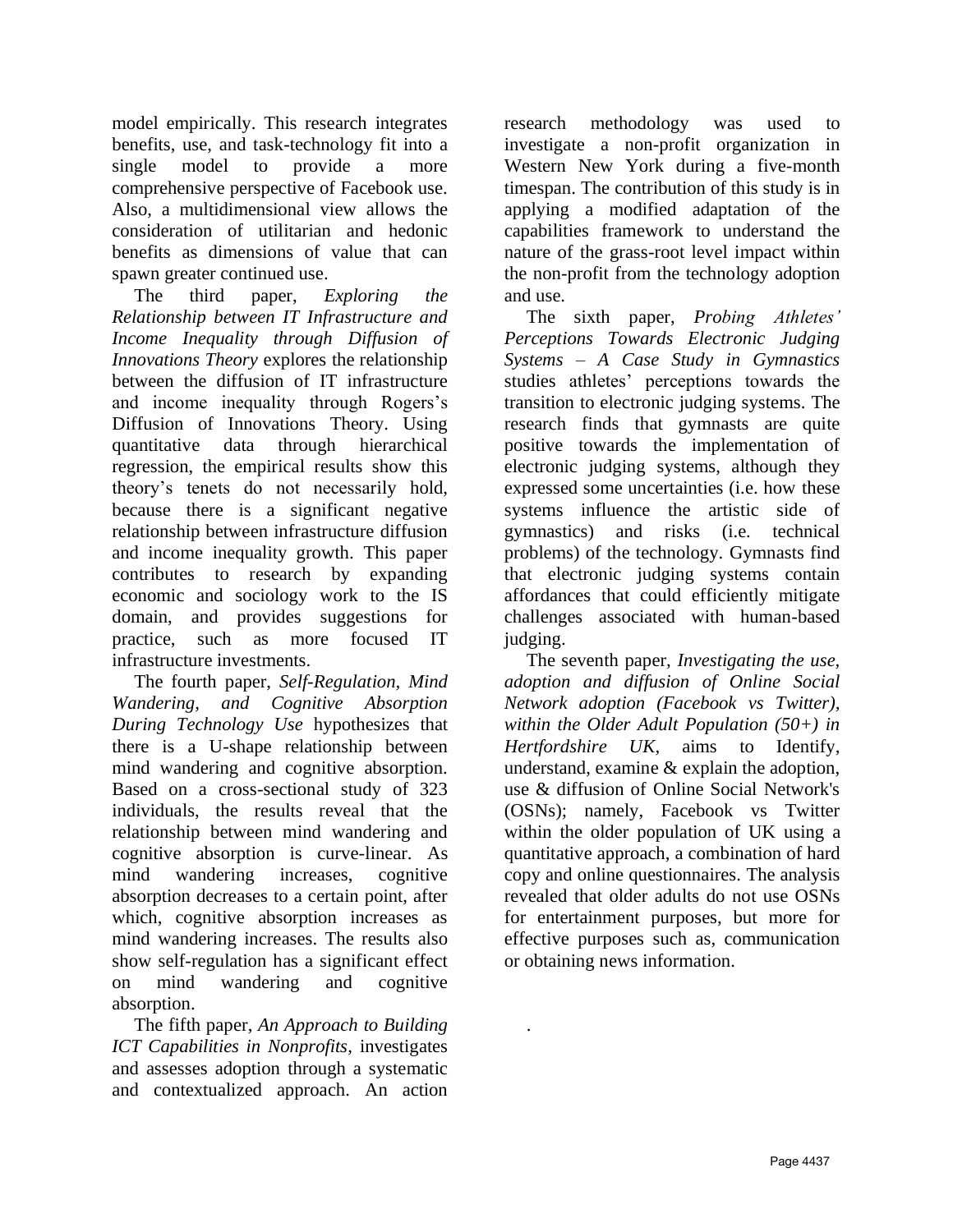model empirically. This research integrates benefits, use, and task-technology fit into a single model to provide a more comprehensive perspective of Facebook use. Also, a multidimensional view allows the consideration of utilitarian and hedonic benefits as dimensions of value that can spawn greater continued use.

The third paper, *Exploring the Relationship between IT Infrastructure and Income Inequality through Diffusion of Innovations Theory* explores the relationship between the diffusion of IT infrastructure and income inequality through Rogers's Diffusion of Innovations Theory. Using quantitative data through hierarchical regression, the empirical results show this theory's tenets do not necessarily hold, because there is a significant negative relationship between infrastructure diffusion and income inequality growth. This paper contributes to research by expanding economic and sociology work to the IS domain, and provides suggestions for practice, such as more focused IT infrastructure investments.

The fourth paper, *Self-Regulation, Mind Wandering, and Cognitive Absorption During Technology Use* hypothesizes that there is a U-shape relationship between mind wandering and cognitive absorption. Based on a cross-sectional study of 323 individuals, the results reveal that the relationship between mind wandering and cognitive absorption is curve-linear. As mind wandering increases, cognitive absorption decreases to a certain point, after which, cognitive absorption increases as mind wandering increases. The results also show self-regulation has a significant effect on mind wandering and cognitive absorption.

The fifth paper, *An Approach to Building ICT Capabilities in Nonprofits*, investigates and assesses adoption through a systematic and contextualized approach. An action research methodology was used to investigate a non-profit organization in Western New York during a five-month timespan. The contribution of this study is in applying a modified adaptation of the capabilities framework to understand the nature of the grass-root level impact within the non-profit from the technology adoption and use.

The sixth paper, *Probing Athletes' Perceptions Towards Electronic Judging Systems – A Case Study in Gymnastics* studies athletes' perceptions towards the transition to electronic judging systems. The research finds that gymnasts are quite positive towards the implementation of electronic judging systems, although they expressed some uncertainties (i.e. how these systems influence the artistic side of gymnastics) and risks (i.e. technical problems) of the technology. Gymnasts find that electronic judging systems contain affordances that could efficiently mitigate challenges associated with human-based judging.

The seventh paper, *Investigating the use, adoption and diffusion of Online Social Network adoption (Facebook vs Twitter), within the Older Adult Population (50+) in Hertfordshire UK,* aims to Identify, understand, examine & explain the adoption, use & diffusion of Online Social Network's (OSNs); namely, Facebook vs Twitter within the older population of UK using a quantitative approach, a combination of hard copy and online questionnaires. The analysis revealed that older adults do not use OSNs for entertainment purposes, but more for effective purposes such as, communication or obtaining news information.

.